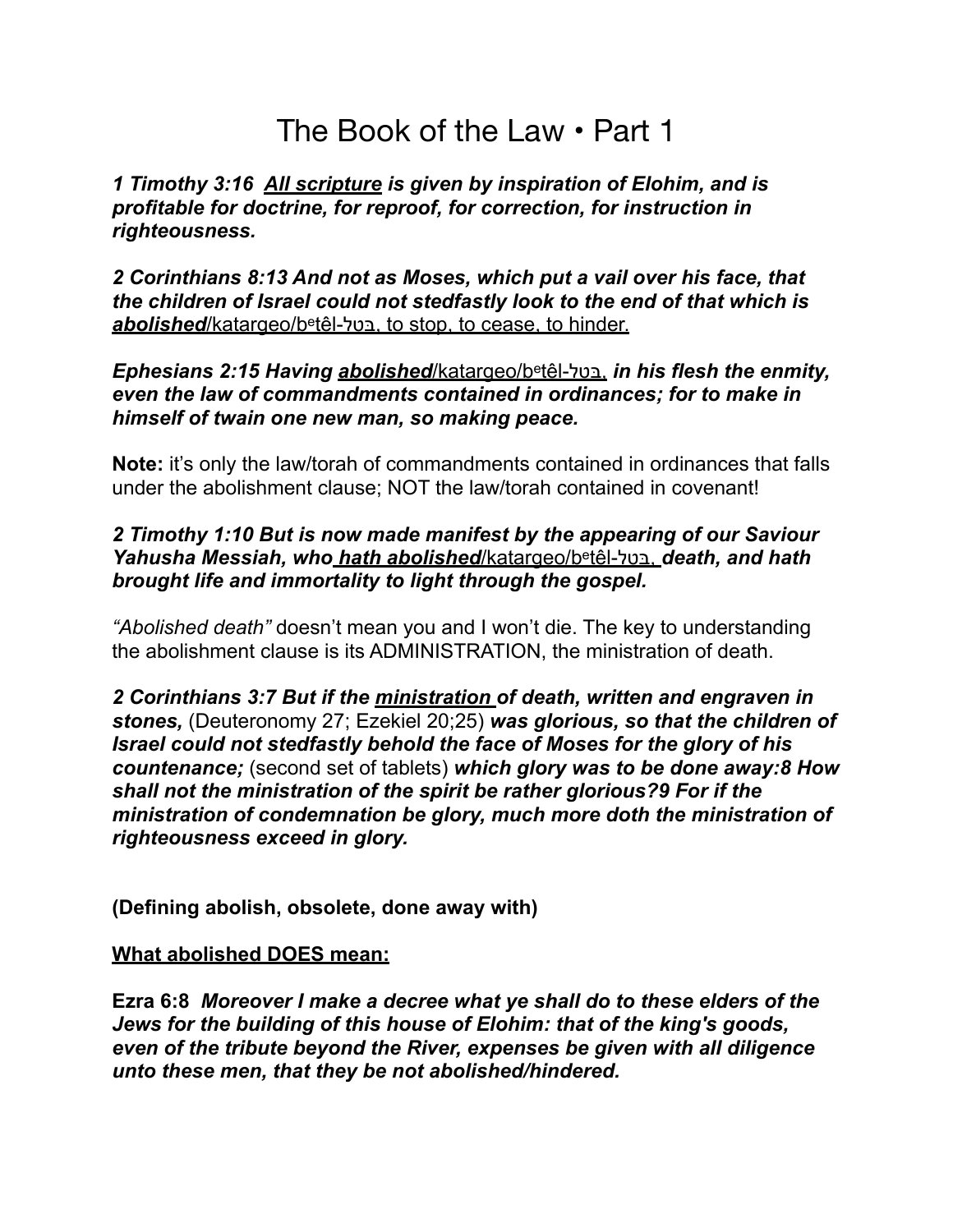# The Book of the Law • Part 1

***1 Timothy 3:16 <u>All scripture</u> is given by inspiration of Elohim, and is profitable for doctrine, for reproof, for correction, for instruction in righteousness.***

***2 Corinthians 8:13 And not as Moses, which put a vail over his face, that the children of Israel could not stedfastly look to the end of that which is <u>abolished</u>***<u>/katargeo/bᵉtêl-בטל, to stop, to cease, to hinder.</u>

***Ephesians 2:15 Having <u>abolished</u>***<u>/katargeo/bᵉtêl-בטל,</u> ***in his flesh the enmity, even the law of commandments contained in ordinances; for to make in himself of twain one new man, so making peace.***

**Note:** it's only the law/torah of commandments contained in ordinances that falls under the abolishment clause; NOT the law/torah contained in covenant!

***2 Timothy 1:10 But is now made manifest by the appearing of our Saviour Yahusha Messiah, who <u>hath abolished</u>***<u>/katargeo/bᵉtêl-בטל,</u> ***death, and hath brought life and immortality to light through the gospel.***

*"Abolished death"* doesn't mean you and I won't die. The key to understanding the abolishment clause is its ADMINISTRATION, the ministration of death.

***2 Corinthians 3:7 But if the <u>ministration</u> of death, written and engraven in stones,*** (Deuteronomy 27; Ezekiel 20;25) ***was glorious, so that the children of Israel could not stedfastly behold the face of Moses for the glory of his countenance;*** (second set of tablets) ***which glory was to be done away:8 How shall not the ministration of the spirit be rather glorious?9 For if the ministration of condemnation be glory, much more doth the ministration of righteousness exceed in glory.***

**(Defining abolish, obsolete, done away with)**

**<u>What abolished DOES mean:</u>**

**Ezra 6:8** ***Moreover I make a decree what ye shall do to these elders of the Jews for the building of this house of Elohim: that of the king's goods, even of the tribute beyond the River, expenses be given with all diligence unto these men, that they be not abolished/hindered.***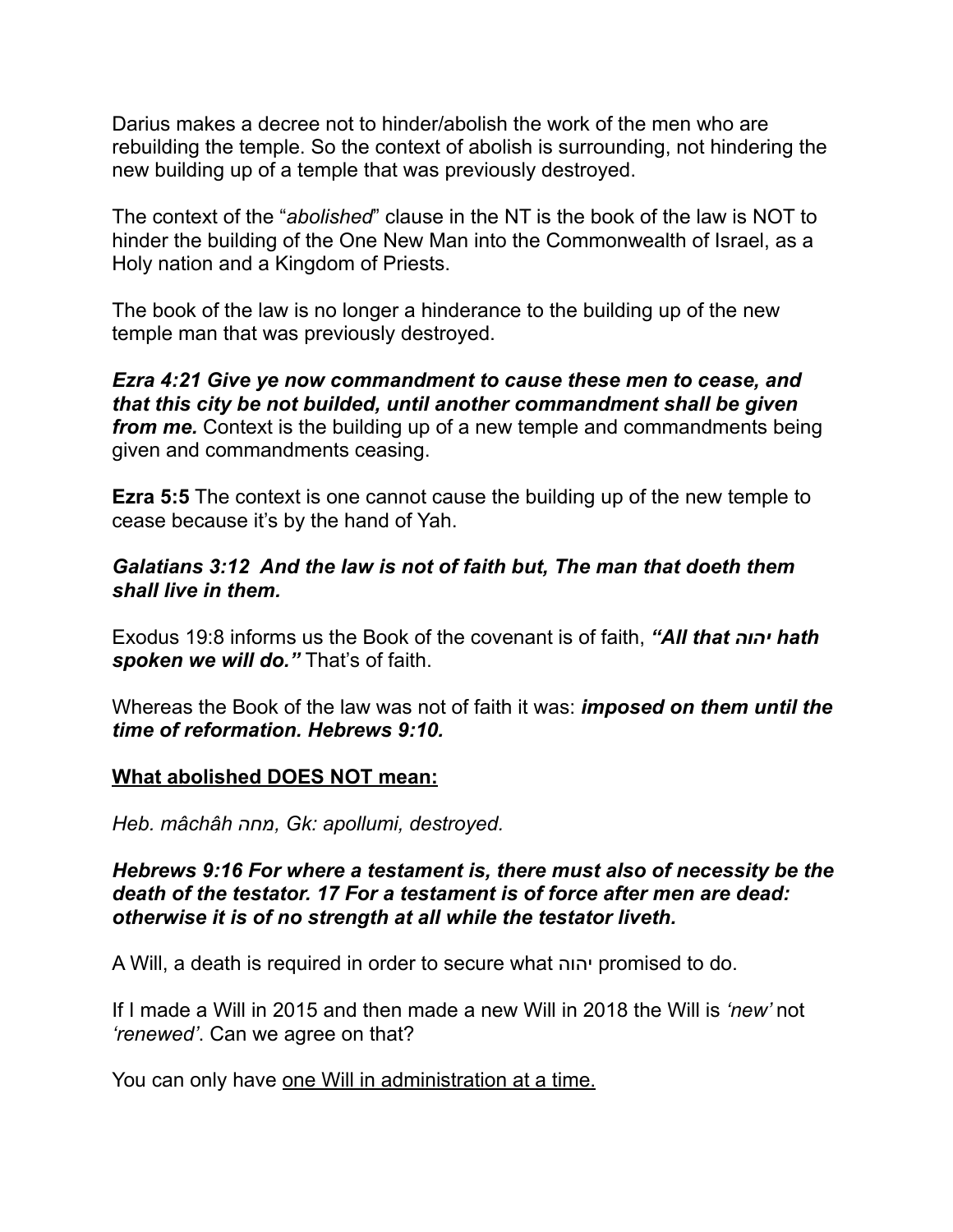Darius makes a decree not to hinder/abolish the work of the men who are rebuilding the temple. So the context of abolish is surrounding, not hindering the new building up of a temple that was previously destroyed.

The context of the "*abolished*" clause in the NT is the book of the law is NOT to hinder the building of the One New Man into the Commonwealth of Israel, as a Holy nation and a Kingdom of Priests.

The book of the law is no longer a hinderance to the building up of the new temple man that was previously destroyed.

***Ezra 4:21 Give ye now commandment to cause these men to cease, and that this city be not builded, until another commandment shall be given from me.*** Context is the building up of a new temple and commandments being given and commandments ceasing.

**Ezra 5:5** The context is one cannot cause the building up of the new temple to cease because it's by the hand of Yah.

***Galatians 3:12 And the law is not of faith but, The man that doeth them shall live in them.***

Exodus 19:8 informs us the Book of the covenant is of faith, ***"All that יהוה hath spoken we will do."*** That's of faith.

Whereas the Book of the law was not of faith it was: ***imposed on them until the time of reformation. Hebrews 9:10.***

<u>**What abolished DOES NOT mean:**</u>

*Heb. mâchâh מחה, Gk: apollumi, destroyed.*

***Hebrews 9:16 For where a testament is, there must also of necessity be the death of the testator. 17 For a testament is of force after men are dead: otherwise it is of no strength at all while the testator liveth.***

A Will, a death is required in order to secure what יהוה promised to do.

If I made a Will in 2015 and then made a new Will in 2018 the Will is *'new'* not *'renewed'*. Can we agree on that?

You can only have <u>one Will in administration at a time.</u>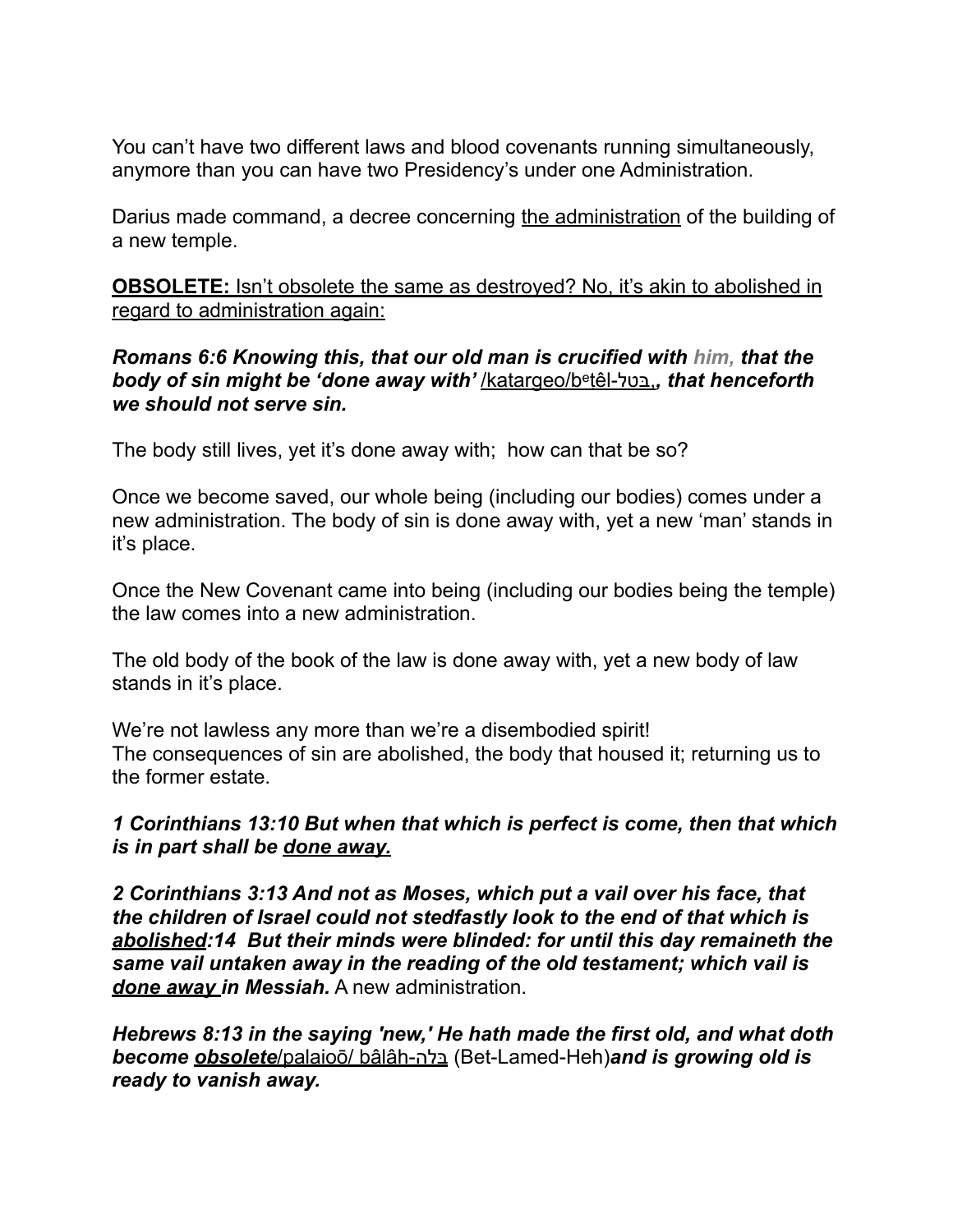You can't have two different laws and blood covenants running simultaneously, anymore than you can have two Presidency's under one Administration.

Darius made command, a decree concerning <u>the administration</u> of the building of a new temple.

<u>**OBSOLETE:** Isn't obsolete the same as destroyed? No, it's akin to abolished in regard to administration again:</u>

***Romans 6:6 Knowing this, that our old man is crucified with him, that the body of sin might be 'done away with'*** <u>/katargeo/bᵉṭêl-בטל</u>***, that henceforth we should not serve sin.***

The body still lives, yet it's done away with; how can that be so?

Once we become saved, our whole being (including our bodies) comes under a new administration. The body of sin is done away with, yet a new 'man' stands in it's place.

Once the New Covenant came into being (including our bodies being the temple) the law comes into a new administration.

The old body of the book of the law is done away with, yet a new body of law stands in it's place.

We're not lawless any more than we're a disembodied spirit!
The consequences of sin are abolished, the body that housed it; returning us to the former estate.

***1 Corinthians 13:10 But when that which is perfect is come, then that which is in part shall be <u>done away.</u>***

***2 Corinthians 3:13 And not as Moses, which put a vail over his face, that the children of Israel could not stedfastly look to the end of that which is <u>abolished</u>:14 But their minds were blinded: for until this day remaineth the same vail untaken away in the reading of the old testament; which vail is <u>done away</u> in Messiah.*** A new administration.

***Hebrews 8:13 in the saying 'new,' He hath made the first old, and what doth become <u>obsolete</u>***<u>/palaioō/ bâlâh-בלה</u> (Bet-Lamed-Heh)***and is growing old is ready to vanish away.***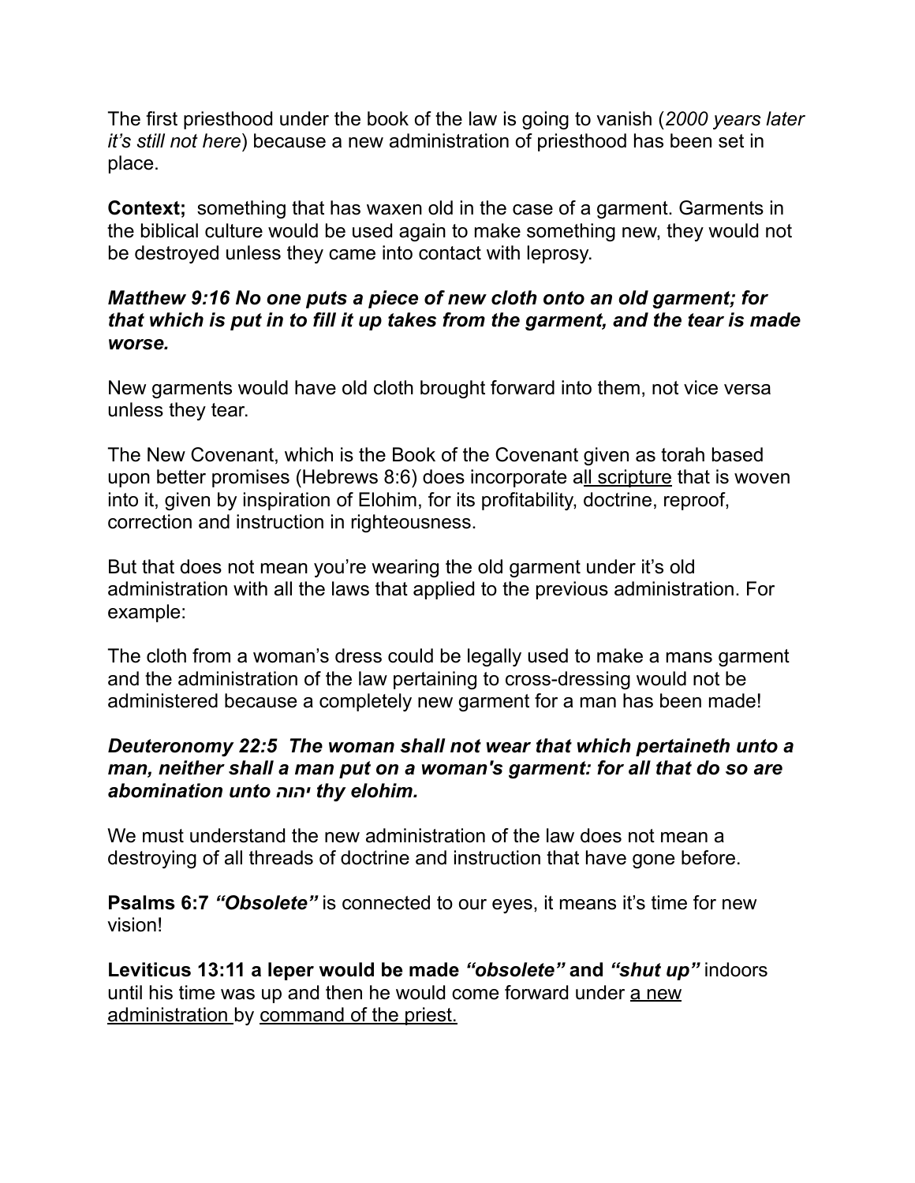The first priesthood under the book of the law is going to vanish (*2000 years later it's still not here*) because a new administration of priesthood has been set in place.

**Context;** something that has waxen old in the case of a garment. Garments in the biblical culture would be used again to make something new, they would not be destroyed unless they came into contact with leprosy.

***Matthew 9:16 No one puts a piece of new cloth onto an old garment; for that which is put in to fill it up takes from the garment, and the tear is made worse.***

New garments would have old cloth brought forward into them, not vice versa unless they tear.

The New Covenant, which is the Book of the Covenant given as torah based upon better promises (Hebrews 8:6) does incorporate a<u>ll scripture</u> that is woven into it, given by inspiration of Elohim, for its profitability, doctrine, reproof, correction and instruction in righteousness.

But that does not mean you're wearing the old garment under it's old administration with all the laws that applied to the previous administration. For example:

The cloth from a woman's dress could be legally used to make a mans garment and the administration of the law pertaining to cross-dressing would not be administered because a completely new garment for a man has been made!

***Deuteronomy 22:5 The woman shall not wear that which pertaineth unto a man, neither shall a man put on a woman's garment: for all that do so are abomination unto יהוה thy elohim.***

We must understand the new administration of the law does not mean a destroying of all threads of doctrine and instruction that have gone before.

**Psalms 6:7** ***"Obsolete"*** is connected to our eyes, it means it's time for new vision!

**Leviticus 13:11 a leper would be made *"obsolete"* and *"shut up"*** indoors until his time was up and then he would come forward under <u>a new administration</u> by <u>command of the priest.</u>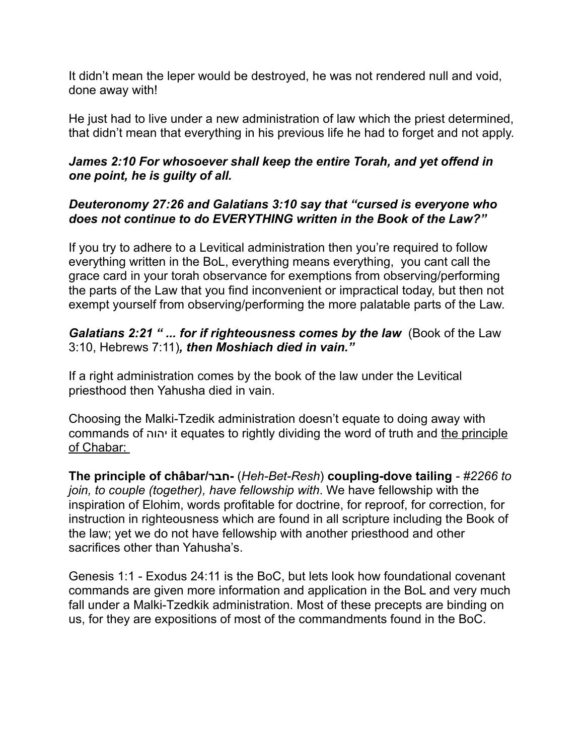It didn't mean the leper would be destroyed, he was not rendered null and void, done away with!

He just had to live under a new administration of law which the priest determined, that didn't mean that everything in his previous life he had to forget and not apply.

***James 2:10 For whosoever shall keep the entire Torah, and yet offend in one point, he is guilty of all.***

***Deuteronomy 27:26 and Galatians 3:10 say that "cursed is everyone who does not continue to do EVERYTHING written in the Book of the Law?"***

If you try to adhere to a Levitical administration then you're required to follow everything written in the BoL, everything means everything,  you cant call the grace card in your torah observance for exemptions from observing/performing the parts of the Law that you find inconvenient or impractical today, but then not exempt yourself from observing/performing the more palatable parts of the Law.

***Galatians 2:21 " ... for if righteousness comes by the law*** (Book of the Law 3:10, Hebrews 7:11)***, then Moshiach died in vain."***

If a right administration comes by the book of the law under the Levitical priesthood then Yahusha died in vain.

Choosing the Malki-Tzedik administration doesn't equate to doing away with commands of יהוה it equates to rightly dividing the word of truth and <u>the principle of Chabar:</u>

**The principle of châbar/חבר-** (*Heh-Bet-Resh*) **coupling-dove tailing** - *#2266 to join, to couple (together), have fellowship with*. We have fellowship with the inspiration of Elohim, words profitable for doctrine, for reproof, for correction, for instruction in righteousness which are found in all scripture including the Book of the law; yet we do not have fellowship with another priesthood and other sacrifices other than Yahusha's.

Genesis 1:1 - Exodus 24:11 is the BoC, but lets look how foundational covenant commands are given more information and application in the BoL and very much fall under a Malki-Tzedkik administration. Most of these precepts are binding on us, for they are expositions of most of the commandments found in the BoC.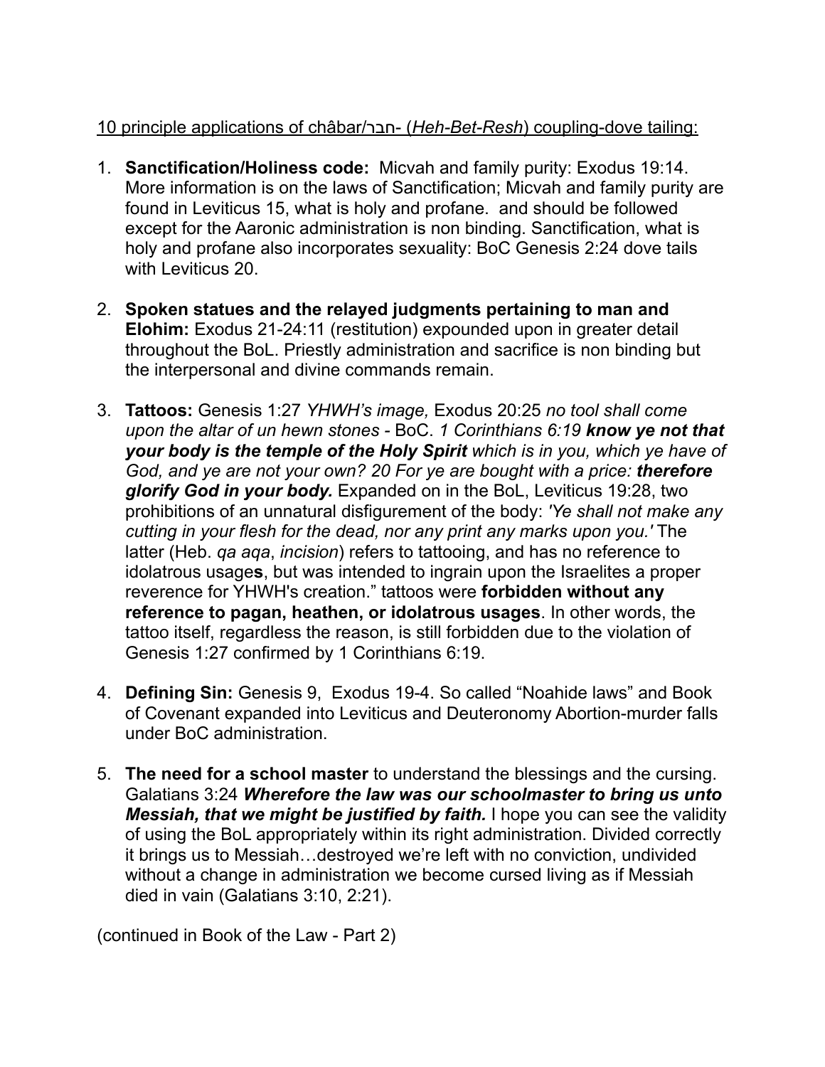<u>10 principle applications of châbar/חבר- (*Heh-Bet-Resh*) coupling-dove tailing:</u>

1. **Sanctification/Holiness code:** Micvah and family purity: Exodus 19:14. More information is on the laws of Sanctification; Micvah and family purity are found in Leviticus 15, what is holy and profane. and should be followed except for the Aaronic administration is non binding. Sanctification, what is holy and profane also incorporates sexuality: BoC Genesis 2:24 dove tails with Leviticus 20.

2. **Spoken statues and the relayed judgments pertaining to man and Elohim:** Exodus 21-24:11 (restitution) expounded upon in greater detail throughout the BoL. Priestly administration and sacrifice is non binding but the interpersonal and divine commands remain.

3. **Tattoos:** Genesis 1:27 *YHWH's image,* Exodus 20:25 *no tool shall come upon the altar of un hewn stones* - BoC. *1 Corinthians 6:19* ***know ye not that your body is the temple of the Holy Spirit*** *which is in you, which ye have of God, and ye are not your own? 20 For ye are bought with a price:* ***therefore glorify God in your body.*** Expanded on in the BoL, Leviticus 19:28, two prohibitions of an unnatural disfigurement of the body: *'Ye shall not make any cutting in your flesh for the dead, nor any print any marks upon you.'* The latter (Heb. *qa aqa*, *incision*) refers to tattooing, and has no reference to idolatrous usage**s**, but was intended to ingrain upon the Israelites a proper reverence for YHWH's creation." tattoos were **forbidden without any reference to pagan, heathen, or idolatrous usages**. In other words, the tattoo itself, regardless the reason, is still forbidden due to the violation of Genesis 1:27 confirmed by 1 Corinthians 6:19.

4. **Defining Sin:** Genesis 9, Exodus 19-4. So called "Noahide laws" and Book of Covenant expanded into Leviticus and Deuteronomy Abortion-murder falls under BoC administration.

5. **The need for a school master** to understand the blessings and the cursing. Galatians 3:24 ***Wherefore the law was our schoolmaster to bring us unto Messiah, that we might be justified by faith.*** I hope you can see the validity of using the BoL appropriately within its right administration. Divided correctly it brings us to Messiah…destroyed we're left with no conviction, undivided without a change in administration we become cursed living as if Messiah died in vain (Galatians 3:10, 2:21).

(continued in Book of the Law - Part 2)